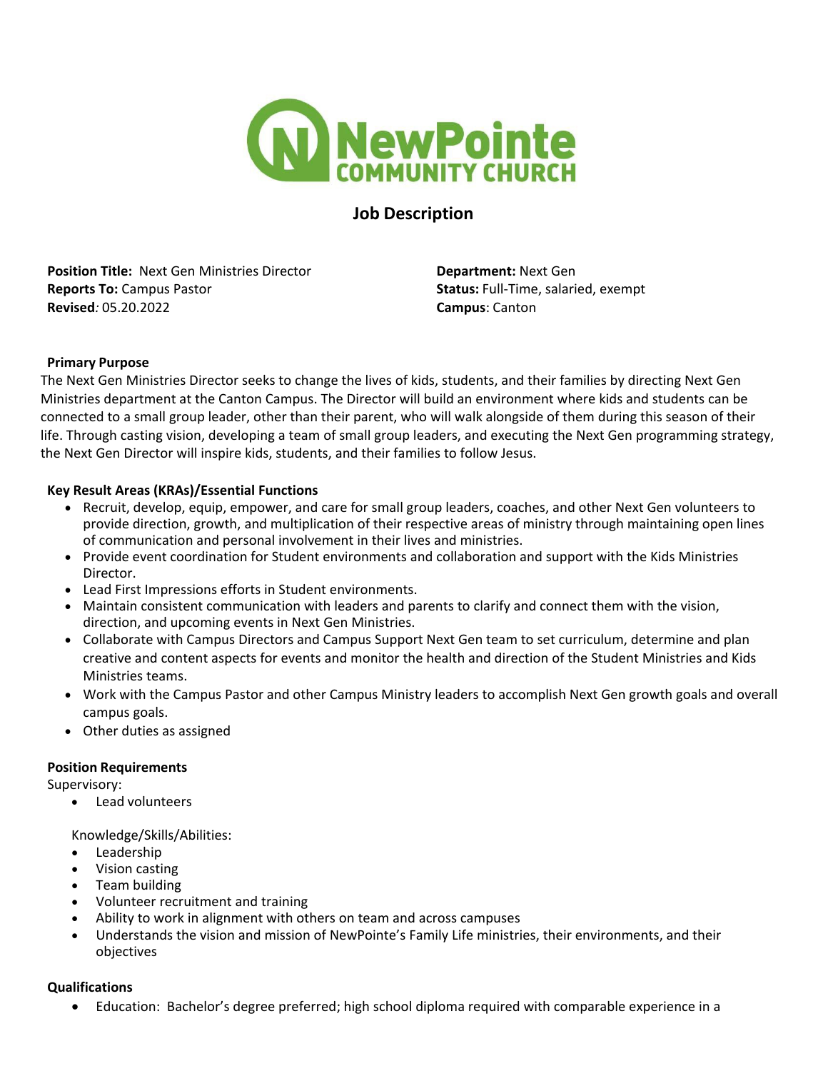NewPointe COMMUNITY CHURCH

# Job Description

**Position Title:** Next Gen Ministries Director
**Reports To:** Campus Pastor
**Revised***:* 05.20.2022

**Department:** Next Gen
**Status:** Full-Time, salaried, exempt
**Campus**: Canton

## Primary Purpose

The Next Gen Ministries Director seeks to change the lives of kids, students, and their families by directing Next Gen Ministries department at the Canton Campus. The Director will build an environment where kids and students can be connected to a small group leader, other than their parent, who will walk alongside of them during this season of their life. Through casting vision, developing a team of small group leaders, and executing the Next Gen programming strategy, the Next Gen Director will inspire kids, students, and their families to follow Jesus.

## Key Result Areas (KRAs)/Essential Functions

- Recruit, develop, equip, empower, and care for small group leaders, coaches, and other Next Gen volunteers to provide direction, growth, and multiplication of their respective areas of ministry through maintaining open lines of communication and personal involvement in their lives and ministries.
- Provide event coordination for Student environments and collaboration and support with the Kids Ministries Director.
- Lead First Impressions efforts in Student environments.
- Maintain consistent communication with leaders and parents to clarify and connect them with the vision, direction, and upcoming events in Next Gen Ministries.
- Collaborate with Campus Directors and Campus Support Next Gen team to set curriculum, determine and plan creative and content aspects for events and monitor the health and direction of the Student Ministries and Kids Ministries teams.
- Work with the Campus Pastor and other Campus Ministry leaders to accomplish Next Gen growth goals and overall campus goals.
- Other duties as assigned

## Position Requirements

Supervisory:

- Lead volunteers

Knowledge/Skills/Abilities:

- Leadership
- Vision casting
- Team building
- Volunteer recruitment and training
- Ability to work in alignment with others on team and across campuses
- Understands the vision and mission of NewPointe's Family Life ministries, their environments, and their objectives

## Qualifications

- Education: Bachelor's degree preferred; high school diploma required with comparable experience in a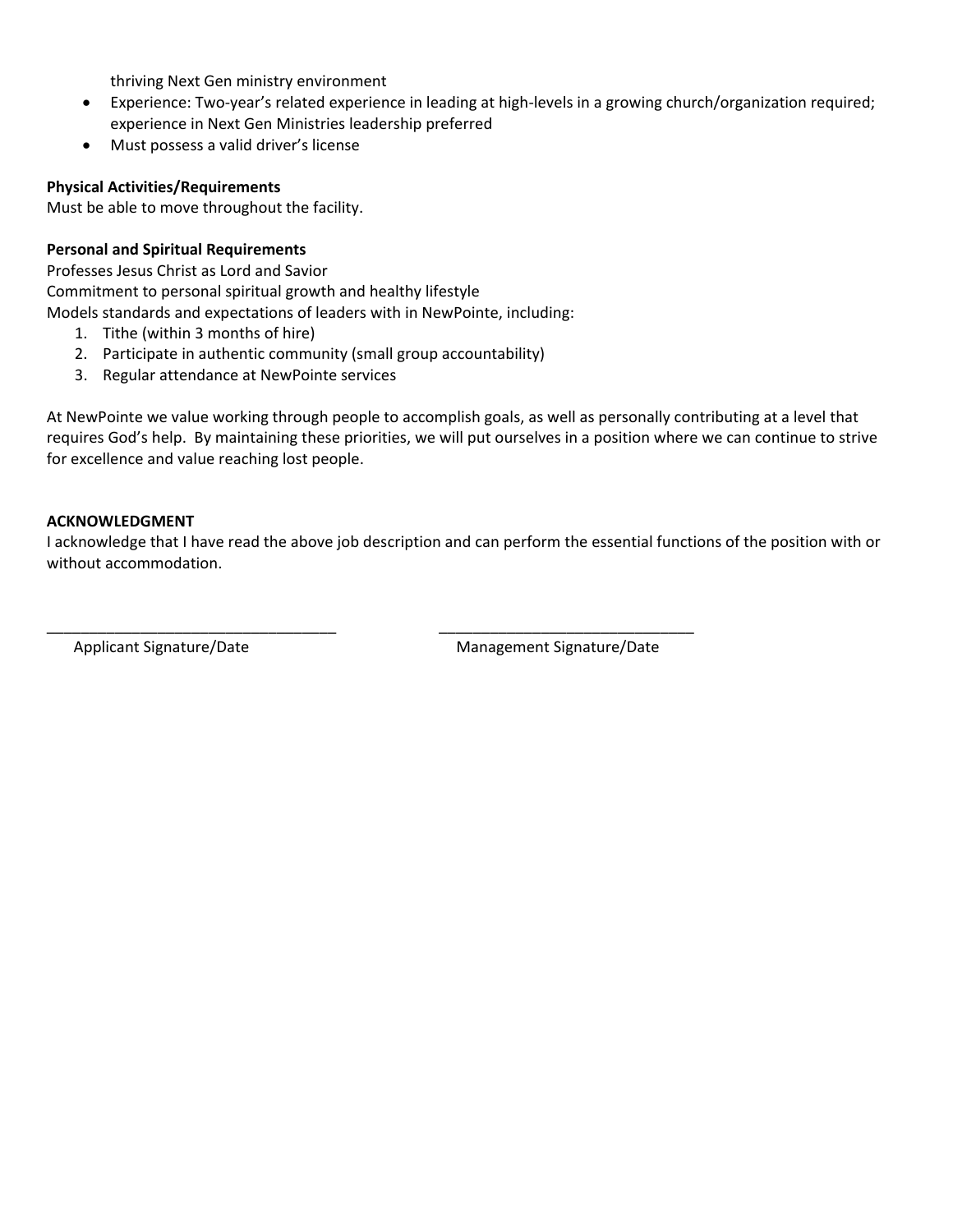thriving Next Gen ministry environment

- Experience: Two-year's related experience in leading at high-levels in a growing church/organization required; experience in Next Gen Ministries leadership preferred
- Must possess a valid driver's license

**Physical Activities/Requirements**
Must be able to move throughout the facility.

**Personal and Spiritual Requirements**
Professes Jesus Christ as Lord and Savior
Commitment to personal spiritual growth and healthy lifestyle
Models standards and expectations of leaders with in NewPointe, including:

1. Tithe (within 3 months of hire)
2. Participate in authentic community (small group accountability)
3. Regular attendance at NewPointe services

At NewPointe we value working through people to accomplish goals, as well as personally contributing at a level that requires God's help. By maintaining these priorities, we will put ourselves in a position where we can continue to strive for excellence and value reaching lost people.

**ACKNOWLEDGMENT**
I acknowledge that I have read the above job description and can perform the essential functions of the position with or without accommodation.

\_\_\_\_\_\_\_\_\_\_\_\_\_\_\_\_\_\_\_\_\_\_\_\_\_\_\_\_\_\_\_\_\_\_ \_\_\_\_\_\_\_\_\_\_\_\_\_\_\_\_\_\_\_\_\_\_\_\_\_\_\_\_\_\_

Applicant Signature/Date Management Signature/Date